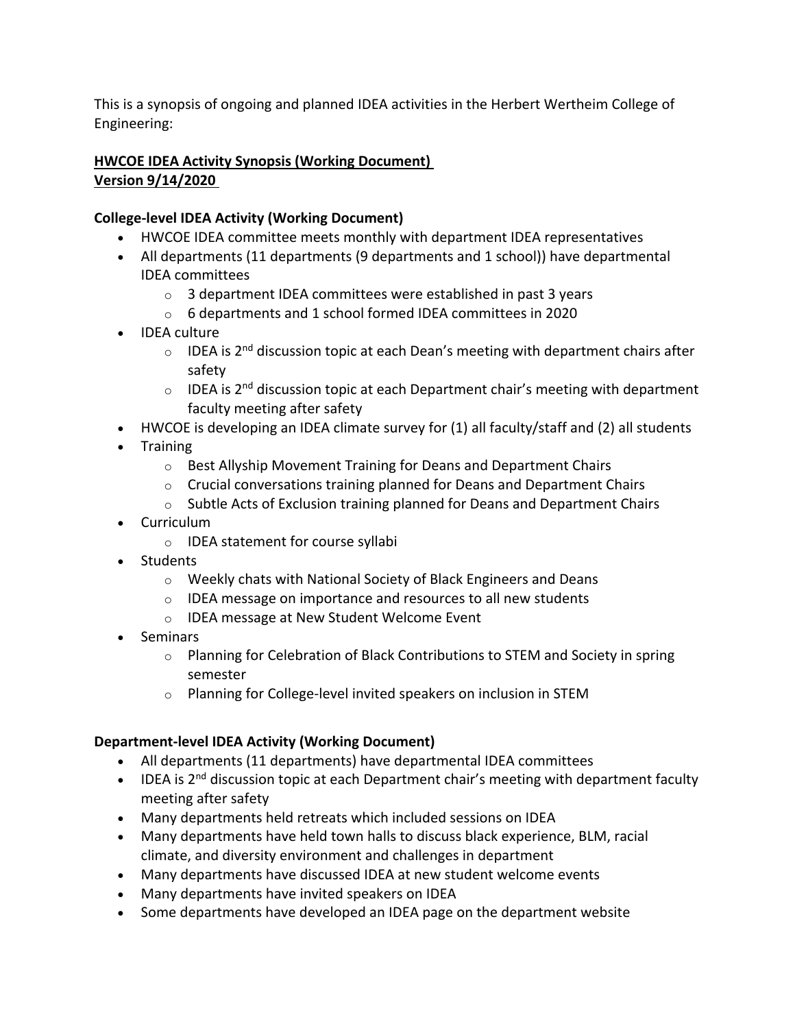This is a synopsis of ongoing and planned IDEA activities in the Herbert Wertheim College of Engineering:

**HWCOE IDEA Activity Synopsis (Working Document)**
**Version 9/14/2020**

**College-level IDEA Activity (Working Document)**

- HWCOE IDEA committee meets monthly with department IDEA representatives
- All departments (11 departments (9 departments and 1 school)) have departmental IDEA committees
  - 3 department IDEA committees were established in past 3 years
  - 6 departments and 1 school formed IDEA committees in 2020
- IDEA culture
  - IDEA is 2nd discussion topic at each Dean's meeting with department chairs after safety
  - IDEA is 2nd discussion topic at each Department chair's meeting with department faculty meeting after safety
- HWCOE is developing an IDEA climate survey for (1) all faculty/staff and (2) all students
- Training
  - Best Allyship Movement Training for Deans and Department Chairs
  - Crucial conversations training planned for Deans and Department Chairs
  - Subtle Acts of Exclusion training planned for Deans and Department Chairs
- Curriculum
  - IDEA statement for course syllabi
- Students
  - Weekly chats with National Society of Black Engineers and Deans
  - IDEA message on importance and resources to all new students
  - IDEA message at New Student Welcome Event
- Seminars
  - Planning for Celebration of Black Contributions to STEM and Society in spring semester
  - Planning for College-level invited speakers on inclusion in STEM

**Department-level IDEA Activity (Working Document)**

- All departments (11 departments) have departmental IDEA committees
- IDEA is 2nd discussion topic at each Department chair's meeting with department faculty meeting after safety
- Many departments held retreats which included sessions on IDEA
- Many departments have held town halls to discuss black experience, BLM, racial climate, and diversity environment and challenges in department
- Many departments have discussed IDEA at new student welcome events
- Many departments have invited speakers on IDEA
- Some departments have developed an IDEA page on the department website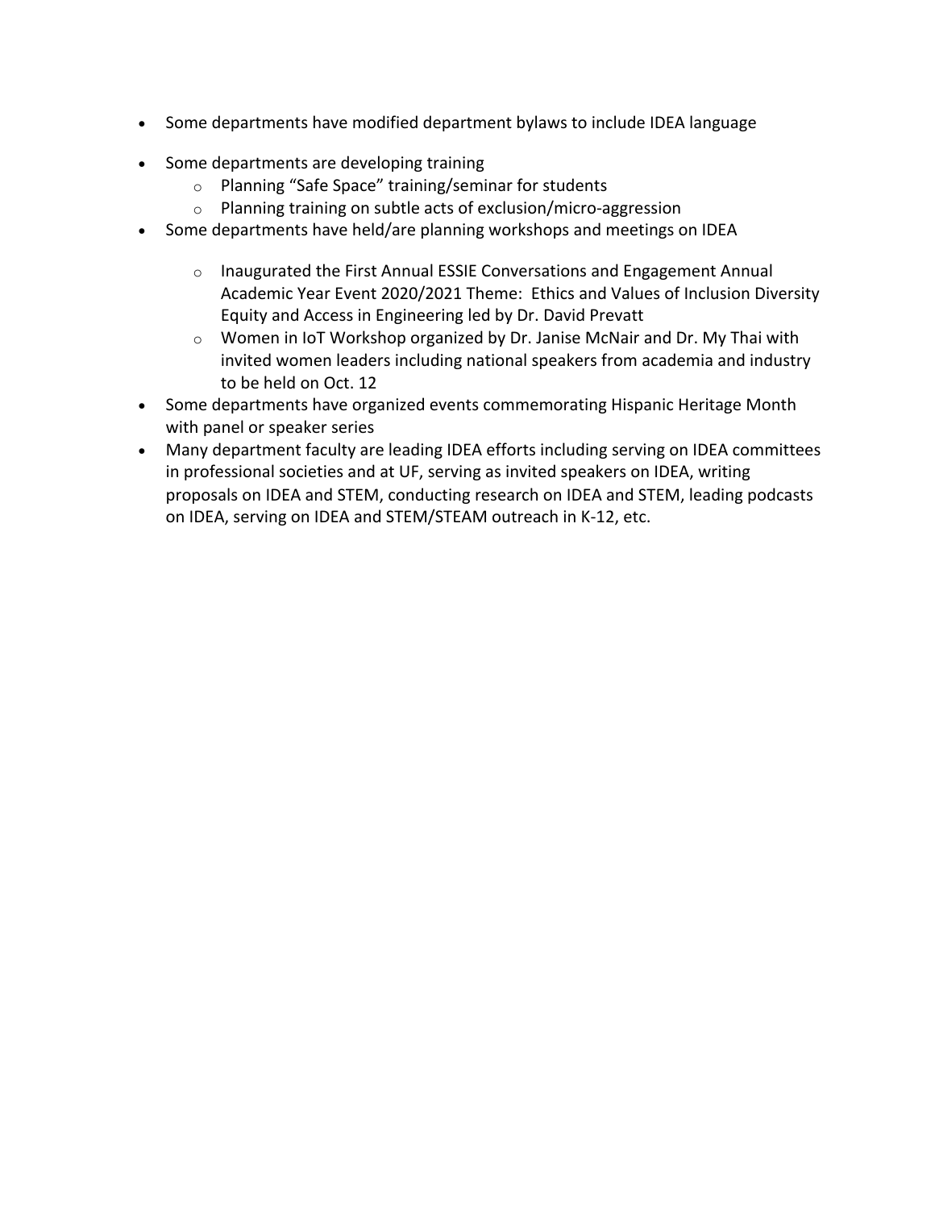- Some departments have modified department bylaws to include IDEA language
- Some departments are developing training
  - Planning "Safe Space" training/seminar for students
  - Planning training on subtle acts of exclusion/micro-aggression
- Some departments have held/are planning workshops and meetings on IDEA
  - Inaugurated the First Annual ESSIE Conversations and Engagement Annual Academic Year Event 2020/2021 Theme: Ethics and Values of Inclusion Diversity Equity and Access in Engineering led by Dr. David Prevatt
  - Women in IoT Workshop organized by Dr. Janise McNair and Dr. My Thai with invited women leaders including national speakers from academia and industry to be held on Oct. 12
- Some departments have organized events commemorating Hispanic Heritage Month with panel or speaker series
- Many department faculty are leading IDEA efforts including serving on IDEA committees in professional societies and at UF, serving as invited speakers on IDEA, writing proposals on IDEA and STEM, conducting research on IDEA and STEM, leading podcasts on IDEA, serving on IDEA and STEM/STEAM outreach in K-12, etc.